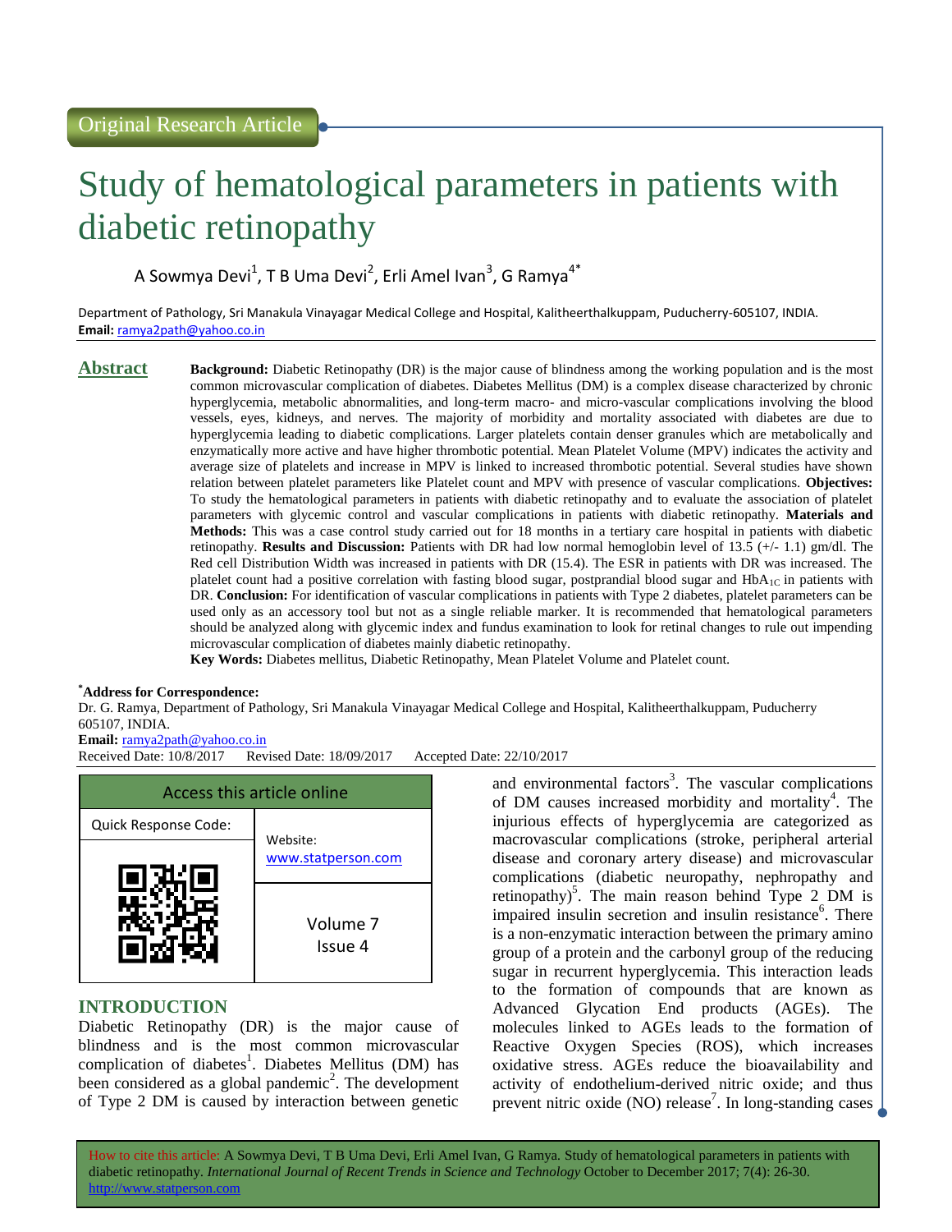Original Research Article

# Study of hematological parameters in patients with diabetic retinopathy

A Sowmya Devi[1], T B Uma Devi[2], Erli Amel Ivan[3], G Ramya[4*]

Department of Pathology, Sri Manakula Vinayagar Medical College and Hospital, Kalitheerthalkuppam, Puducherry-605107, INDIA.
**Email:** ramya2path@yahoo.co.in

## Abstract

**Background:** Diabetic Retinopathy (DR) is the major cause of blindness among the working population and is the most common microvascular complication of diabetes. Diabetes Mellitus (DM) is a complex disease characterized by chronic hyperglycemia, metabolic abnormalities, and long-term macro- and micro-vascular complications involving the blood vessels, eyes, kidneys, and nerves. The majority of morbidity and mortality associated with diabetes are due to hyperglycemia leading to diabetic complications. Larger platelets contain denser granules which are metabolically and enzymatically more active and have higher thrombotic potential. Mean Platelet Volume (MPV) indicates the activity and average size of platelets and increase in MPV is linked to increased thrombotic potential. Several studies have shown relation between platelet parameters like Platelet count and MPV with presence of vascular complications. **Objectives:** To study the hematological parameters in patients with diabetic retinopathy and to evaluate the association of platelet parameters with glycemic control and vascular complications in patients with diabetic retinopathy. **Materials and Methods:** This was a case control study carried out for 18 months in a tertiary care hospital in patients with diabetic retinopathy. **Results and Discussion:** Patients with DR had low normal hemoglobin level of 13.5 (+/- 1.1) gm/dl. The Red cell Distribution Width was increased in patients with DR (15.4). The ESR in patients with DR was increased. The platelet count had a positive correlation with fasting blood sugar, postprandial blood sugar and $HbA_{1C}$ in patients with DR. **Conclusion:** For identification of vascular complications in patients with Type 2 diabetes, platelet parameters can be used only as an accessory tool but not as a single reliable marker. It is recommended that hematological parameters should be analyzed along with glycemic index and fundus examination to look for retinal changes to rule out impending microvascular complication of diabetes mainly diabetic retinopathy.

**Key Words:** Diabetes mellitus, Diabetic Retinopathy, Mean Platelet Volume and Platelet count.

**\*Address for Correspondence:**
Dr. G. Ramya, Department of Pathology, Sri Manakula Vinayagar Medical College and Hospital, Kalitheerthalkuppam, Puducherry 605107, INDIA.
**Email:** ramya2path@yahoo.co.in
Received Date: 10/8/2017 Revised Date: 18/09/2017 Accepted Date: 22/10/2017

| Access this article online | |
|---|---|
| Quick Response Code: | Website: www.statperson.com |
| | Volume 7 Issue 4 |

## INTRODUCTION

Diabetic Retinopathy (DR) is the major cause of blindness and is the most common microvascular complication of diabetes[1]. Diabetes Mellitus (DM) has been considered as a global pandemic[2]. The development of Type 2 DM is caused by interaction between genetic and environmental factors[3]. The vascular complications of DM causes increased morbidity and mortality[4]. The injurious effects of hyperglycemia are categorized as macrovascular complications (stroke, peripheral arterial disease and coronary artery disease) and microvascular complications (diabetic neuropathy, nephropathy and retinopathy)[5]. The main reason behind Type 2 DM is impaired insulin secretion and insulin resistance[6]. There is a non-enzymatic interaction between the primary amino group of a protein and the carbonyl group of the reducing sugar in recurrent hyperglycemia. This interaction leads to the formation of compounds that are known as Advanced Glycation End products (AGEs). The molecules linked to AGEs leads to the formation of Reactive Oxygen Species (ROS), which increases oxidative stress. AGEs reduce the bioavailability and activity of endothelium-derived nitric oxide; and thus prevent nitric oxide (NO) release[7]. In long-standing cases

How to cite this article: A Sowmya Devi, T B Uma Devi, Erli Amel Ivan, G Ramya. Study of hematological parameters in patients with diabetic retinopathy. *International Journal of Recent Trends in Science and Technology* October to December 2017; 7(4): 26-30. http://www.statperson.com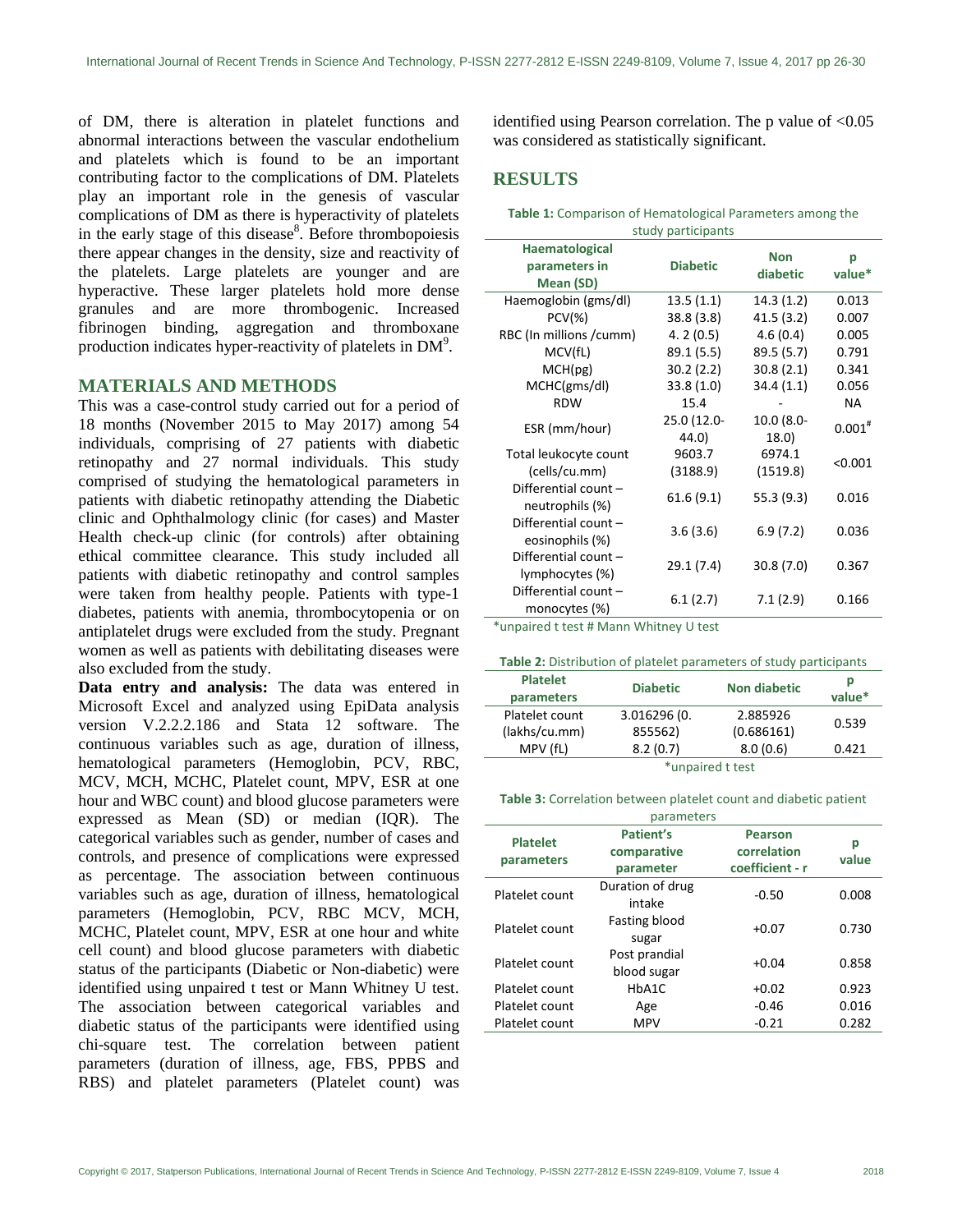of DM, there is alteration in platelet functions and abnormal interactions between the vascular endothelium and platelets which is found to be an important contributing factor to the complications of DM. Platelets play an important role in the genesis of vascular complications of DM as there is hyperactivity of platelets in the early stage of this disease[8]. Before thrombopoiesis there appear changes in the density, size and reactivity of the platelets. Large platelets are younger and are hyperactive. These larger platelets hold more dense granules and are more thrombogenic. Increased fibrinogen binding, aggregation and thromboxane production indicates hyper-reactivity of platelets in DM[9].

## MATERIALS AND METHODS

This was a case-control study carried out for a period of 18 months (November 2015 to May 2017) among 54 individuals, comprising of 27 patients with diabetic retinopathy and 27 normal individuals. This study comprised of studying the hematological parameters in patients with diabetic retinopathy attending the Diabetic clinic and Ophthalmology clinic (for cases) and Master Health check-up clinic (for controls) after obtaining ethical committee clearance. This study included all patients with diabetic retinopathy and control samples were taken from healthy people. Patients with type-1 diabetes, patients with anemia, thrombocytopenia or on antiplatelet drugs were excluded from the study. Pregnant women as well as patients with debilitating diseases were also excluded from the study.

**Data entry and analysis:** The data was entered in Microsoft Excel and analyzed using EpiData analysis version V.2.2.2.186 and Stata 12 software. The continuous variables such as age, duration of illness, hematological parameters (Hemoglobin, PCV, RBC, MCV, MCH, MCHC, Platelet count, MPV, ESR at one hour and WBC count) and blood glucose parameters were expressed as Mean (SD) or median (IQR). The categorical variables such as gender, number of cases and controls, and presence of complications were expressed as percentage. The association between continuous variables such as age, duration of illness, hematological parameters (Hemoglobin, PCV, RBC MCV, MCH, MCHC, Platelet count, MPV, ESR at one hour and white cell count) and blood glucose parameters with diabetic status of the participants (Diabetic or Non-diabetic) were identified using unpaired t test or Mann Whitney U test. The association between categorical variables and diabetic status of the participants were identified using chi-square test. The correlation between patient parameters (duration of illness, age, FBS, PPBS and RBS) and platelet parameters (Platelet count) was identified using Pearson correlation. The p value of <0.05 was considered as statistically significant.

## RESULTS

**Table 1:** Comparison of Hematological Parameters among the study participants

| Haematological parameters in Mean (SD) | Diabetic | Non diabetic | p value* |
|---|---|---|---|
| Haemoglobin (gms/dl) | 13.5 (1.1) | 14.3 (1.2) | 0.013 |
| PCV(%) | 38.8 (3.8) | 41.5 (3.2) | 0.007 |
| RBC (In millions /cumm) | 4. 2 (0.5) | 4.6 (0.4) | 0.005 |
| MCV(fL) | 89.1 (5.5) | 89.5 (5.7) | 0.791 |
| MCH(pg) | 30.2 (2.2) | 30.8 (2.1) | 0.341 |
| MCHC(gms/dl) | 33.8 (1.0) | 34.4 (1.1) | 0.056 |
| RDW | 15.4 | - | NA |
| ESR (mm/hour) | 25.0 (12.0-44.0) | 10.0 (8.0-18.0) | 0.001# |
| Total leukocyte count (cells/cu.mm) | 9603.7 (3188.9) | 6974.1 (1519.8) | <0.001 |
| Differential count – neutrophils (%) | 61.6 (9.1) | 55.3 (9.3) | 0.016 |
| Differential count – eosinophils (%) | 3.6 (3.6) | 6.9 (7.2) | 0.036 |
| Differential count – lymphocytes (%) | 29.1 (7.4) | 30.8 (7.0) | 0.367 |
| Differential count – monocytes (%) | 6.1 (2.7) | 7.1 (2.9) | 0.166 |

*unpaired t test # Mann Whitney U test

**Table 2:** Distribution of platelet parameters of study participants

| Platelet parameters | Diabetic | Non diabetic | p value* |
|---|---|---|---|
| Platelet count (lakhs/cu.mm) | 3.016296 (0. 855562) | 2.885926 (0.686161) | 0.539 |
| MPV (fL) | 8.2 (0.7) | 8.0 (0.6) | 0.421 |

*unpaired t test

**Table 3:** Correlation between platelet count and diabetic patient parameters

| Platelet parameters | Patient's comparative parameter | Pearson correlation coefficient - r | p value |
|---|---|---|---|
| Platelet count | Duration of drug intake | -0.50 | 0.008 |
| Platelet count | Fasting blood sugar | +0.07 | 0.730 |
| Platelet count | Post prandial blood sugar | +0.04 | 0.858 |
| Platelet count | HbA1C | +0.02 | 0.923 |
| Platelet count | Age | -0.46 | 0.016 |
| Platelet count | MPV | -0.21 | 0.282 |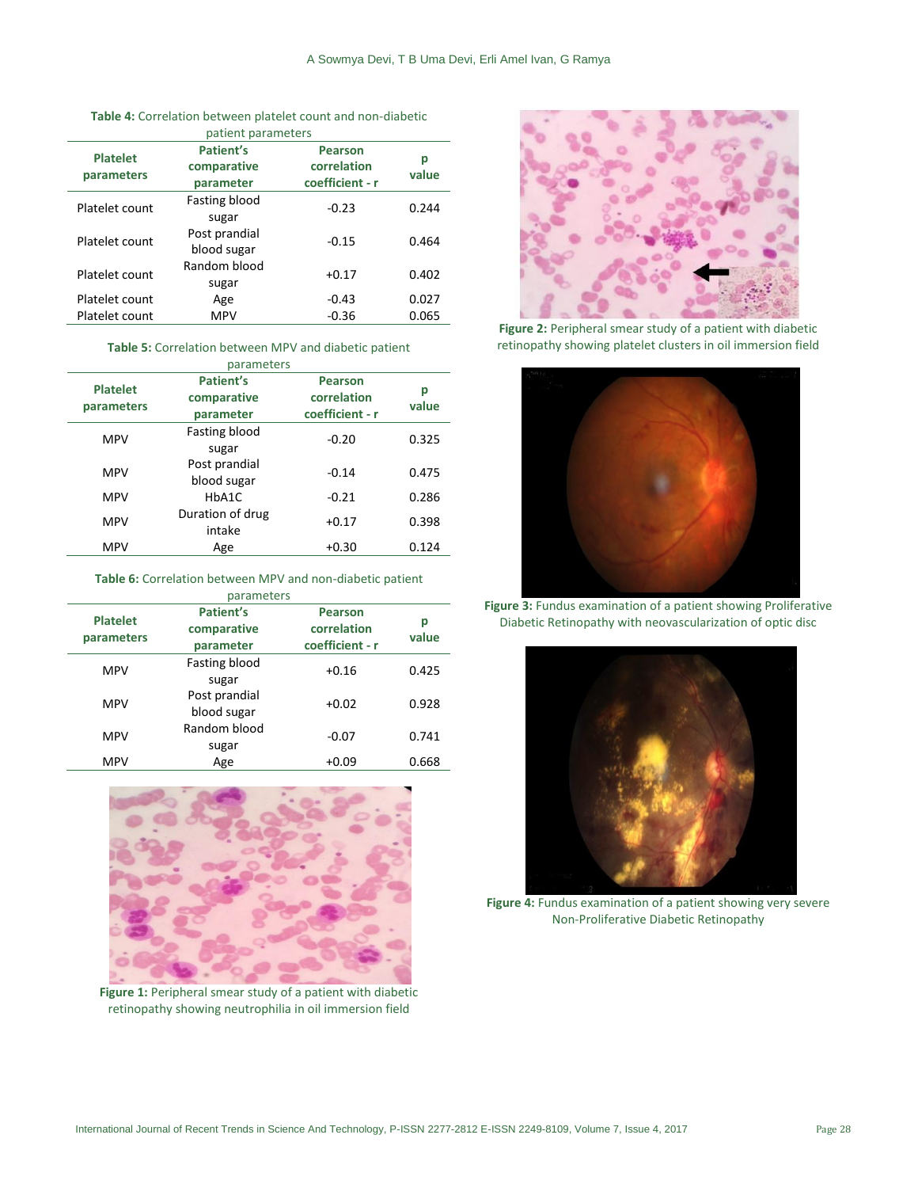**Table 4:** Correlation between platelet count and non-diabetic patient parameters

| Platelet parameters | Patient's comparative parameter | Pearson correlation coefficient - r | p value |
|---|---|---|---|
| Platelet count | Fasting blood sugar | -0.23 | 0.244 |
| Platelet count | Post prandial blood sugar | -0.15 | 0.464 |
| Platelet count | Random blood sugar | +0.17 | 0.402 |
| Platelet count | Age | -0.43 | 0.027 |
| Platelet count | MPV | -0.36 | 0.065 |

**Table 5:** Correlation between MPV and diabetic patient parameters

| Platelet parameters | Patient's comparative parameter | Pearson correlation coefficient - r | p value |
|---|---|---|---|
| MPV | Fasting blood sugar | -0.20 | 0.325 |
| MPV | Post prandial blood sugar | -0.14 | 0.475 |
| MPV | HbA1C | -0.21 | 0.286 |
| MPV | Duration of drug intake | +0.17 | 0.398 |
| MPV | Age | +0.30 | 0.124 |

**Table 6:** Correlation between MPV and non-diabetic patient parameters

| Platelet parameters | Patient's comparative parameter | Pearson correlation coefficient - r | p value |
|---|---|---|---|
| MPV | Fasting blood sugar | +0.16 | 0.425 |
| MPV | Post prandial blood sugar | +0.02 | 0.928 |
| MPV | Random blood sugar | -0.07 | 0.741 |
| MPV | Age | +0.09 | 0.668 |

**Figure 1:** Peripheral smear study of a patient with diabetic retinopathy showing neutrophilia in oil immersion field

**Figure 2:** Peripheral smear study of a patient with diabetic retinopathy showing platelet clusters in oil immersion field

**Figure 3:** Fundus examination of a patient showing Proliferative Diabetic Retinopathy with neovascularization of optic disc

**Figure 4:** Fundus examination of a patient showing very severe Non-Proliferative Diabetic Retinopathy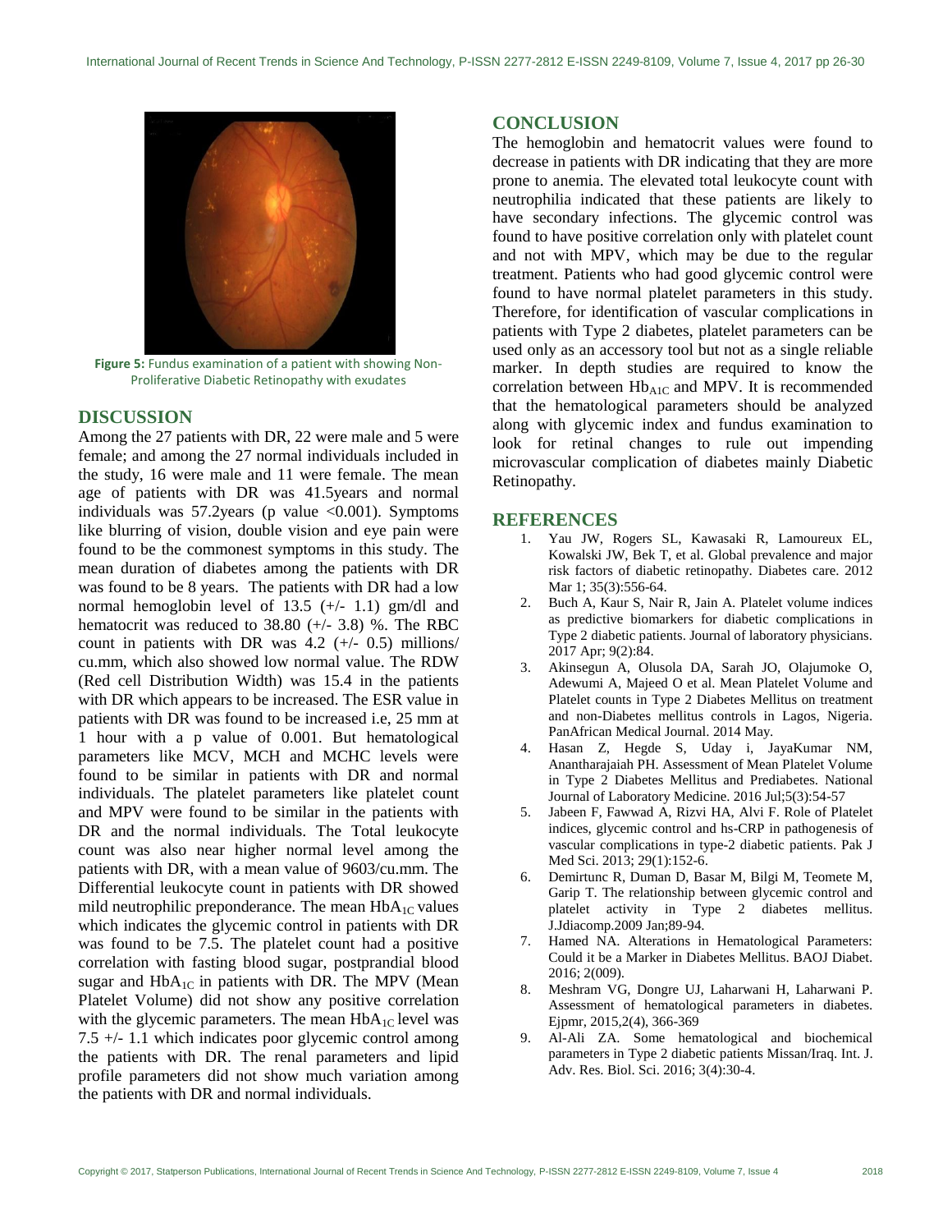Figure 5: Fundus examination of a patient with showing Non-Proliferative Diabetic Retinopathy with exudates

## DISCUSSION

Among the 27 patients with DR, 22 were male and 5 were female; and among the 27 normal individuals included in the study, 16 were male and 11 were female. The mean age of patients with DR was 41.5years and normal individuals was 57.2years (p value <0.001). Symptoms like blurring of vision, double vision and eye pain were found to be the commonest symptoms in this study. The mean duration of diabetes among the patients with DR was found to be 8 years. The patients with DR had a low normal hemoglobin level of 13.5 (+/- 1.1) gm/dl and hematocrit was reduced to 38.80 (+/- 3.8) %. The RBC count in patients with DR was 4.2 (+/- 0.5) millions/ cu.mm, which also showed low normal value. The RDW (Red cell Distribution Width) was 15.4 in the patients with DR which appears to be increased. The ESR value in patients with DR was found to be increased i.e, 25 mm at 1 hour with a p value of 0.001. But hematological parameters like MCV, MCH and MCHC levels were found to be similar in patients with DR and normal individuals. The platelet parameters like platelet count and MPV were found to be similar in the patients with DR and the normal individuals. The Total leukocyte count was also near higher normal level among the patients with DR, with a mean value of 9603/cu.mm. The Differential leukocyte count in patients with DR showed mild neutrophilic preponderance. The mean $HbA_{1C}$ values which indicates the glycemic control in patients with DR was found to be 7.5. The platelet count had a positive correlation with fasting blood sugar, postprandial blood sugar and $HbA_{1C}$ in patients with DR. The MPV (Mean Platelet Volume) did not show any positive correlation with the glycemic parameters. The mean $HbA_{1C}$ level was 7.5 +/- 1.1 which indicates poor glycemic control among the patients with DR. The renal parameters and lipid profile parameters did not show much variation among the patients with DR and normal individuals.

## CONCLUSION

The hemoglobin and hematocrit values were found to decrease in patients with DR indicating that they are more prone to anemia. The elevated total leukocyte count with neutrophilia indicated that these patients are likely to have secondary infections. The glycemic control was found to have positive correlation only with platelet count and not with MPV, which may be due to the regular treatment. Patients who had good glycemic control were found to have normal platelet parameters in this study. Therefore, for identification of vascular complications in patients with Type 2 diabetes, platelet parameters can be used only as an accessory tool but not as a single reliable marker. In depth studies are required to know the correlation between $Hb_{A1C}$ and MPV. It is recommended that the hematological parameters should be analyzed along with glycemic index and fundus examination to look for retinal changes to rule out impending microvascular complication of diabetes mainly Diabetic Retinopathy.

## REFERENCES

1. Yau JW, Rogers SL, Kawasaki R, Lamoureux EL, Kowalski JW, Bek T, et al. Global prevalence and major risk factors of diabetic retinopathy. Diabetes care. 2012 Mar 1; 35(3):556-64.
2. Buch A, Kaur S, Nair R, Jain A. Platelet volume indices as predictive biomarkers for diabetic complications in Type 2 diabetic patients. Journal of laboratory physicians. 2017 Apr; 9(2):84.
3. Akinsegun A, Olusola DA, Sarah JO, Olajumoke O, Adewumi A, Majeed O et al. Mean Platelet Volume and Platelet counts in Type 2 Diabetes Mellitus on treatment and non-Diabetes mellitus controls in Lagos, Nigeria. PanAfrican Medical Journal. 2014 May.
4. Hasan Z, Hegde S, Uday i, JayaKumar NM, Anantharajaiah PH. Assessment of Mean Platelet Volume in Type 2 Diabetes Mellitus and Prediabetes. National Journal of Laboratory Medicine. 2016 Jul;5(3):54-57
5. Jabeen F, Fawwad A, Rizvi HA, Alvi F. Role of Platelet indices, glycemic control and hs-CRP in pathogenesis of vascular complications in type-2 diabetic patients. Pak J Med Sci. 2013; 29(1):152-6.
6. Demirtunc R, Duman D, Basar M, Bilgi M, Teomete M, Garip T. The relationship between glycemic control and platelet activity in Type 2 diabetes mellitus. J.Jdiacomp.2009 Jan;89-94.
7. Hamed NA. Alterations in Hematological Parameters: Could it be a Marker in Diabetes Mellitus. BAOJ Diabet. 2016; 2(009).
8. Meshram VG, Dongre UJ, Laharwani H, Laharwani P. Assessment of hematological parameters in diabetes. Ejpmr, 2015,2(4), 366-369
9. Al-Ali ZA. Some hematological and biochemical parameters in Type 2 diabetic patients Missan/Iraq. Int. J. Adv. Res. Biol. Sci. 2016; 3(4):30-4.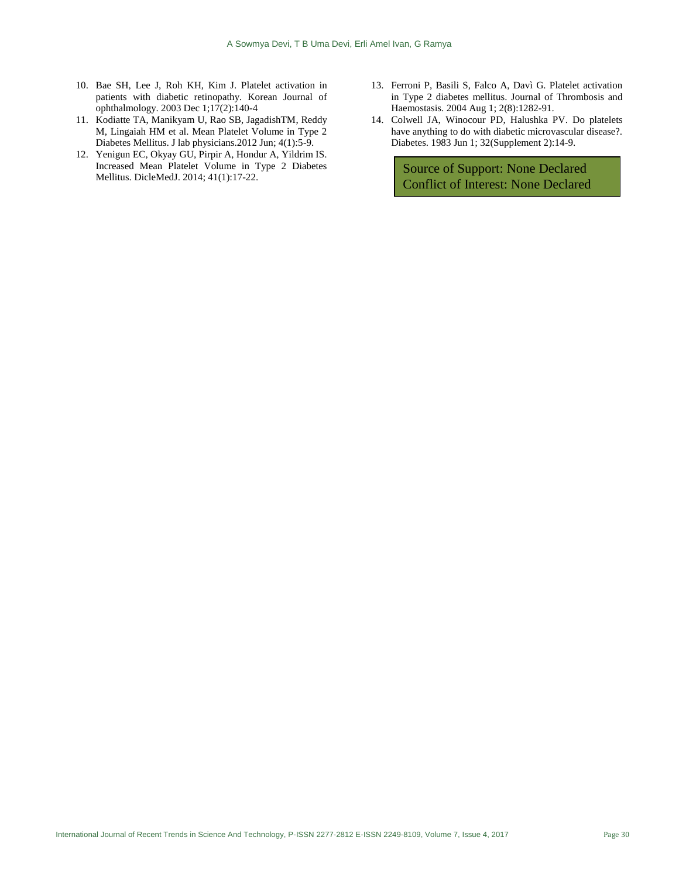10. Bae SH, Lee J, Roh KH, Kim J. Platelet activation in patients with diabetic retinopathy. Korean Journal of ophthalmology. 2003 Dec 1;17(2):140-4
11. Kodiatte TA, Manikyam U, Rao SB, JagadishTM, Reddy M, Lingaiah HM et al. Mean Platelet Volume in Type 2 Diabetes Mellitus. J lab physicians.2012 Jun; 4(1):5-9.
12. Yenigun EC, Okyay GU, Pirpir A, Hondur A, Yildrim IS. Increased Mean Platelet Volume in Type 2 Diabetes Mellitus. DicleMedJ. 2014; 41(1):17-22.
13. Ferroni P, Basili S, Falco A, Davì G. Platelet activation in Type 2 diabetes mellitus. Journal of Thrombosis and Haemostasis. 2004 Aug 1; 2(8):1282-91.
14. Colwell JA, Winocour PD, Halushka PV. Do platelets have anything to do with diabetic microvascular disease?. Diabetes. 1983 Jun 1; 32(Supplement 2):14-9.

Source of Support: None Declared
Conflict of Interest: None Declared